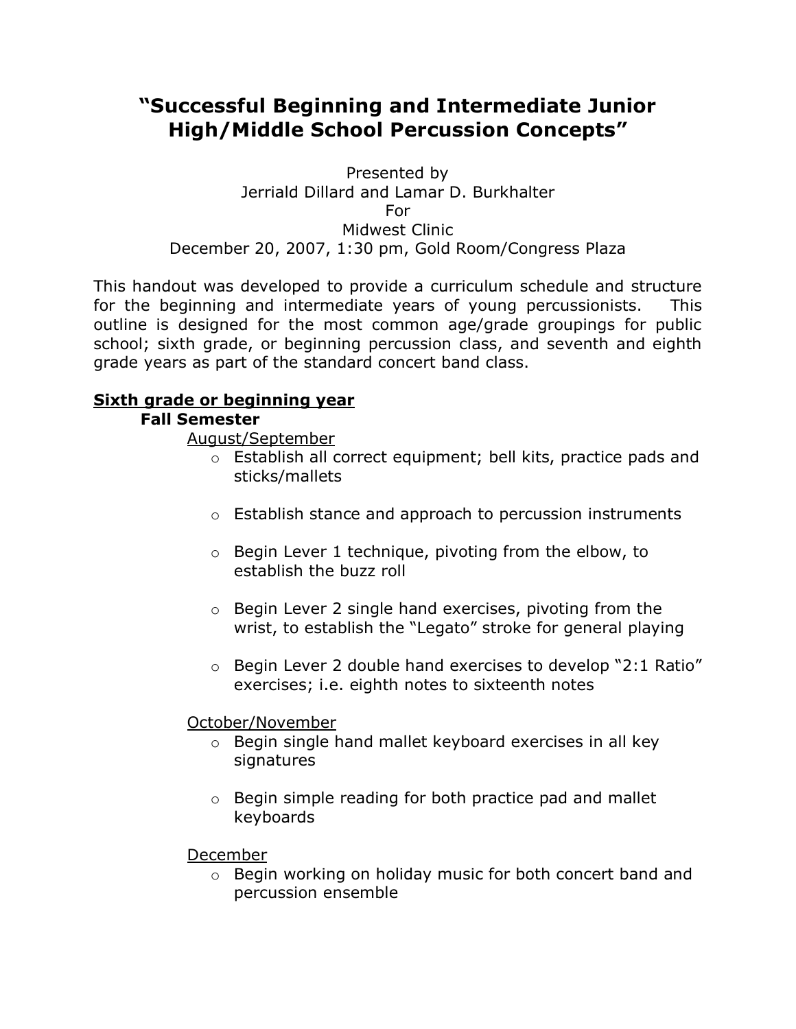# "Successful Beginning and Intermediate Junior High/Middle School Percussion Concepts"

Presented by
Jerriald Dillard and Lamar D. Burkhalter
For
Midwest Clinic
December 20, 2007, 1:30 pm, Gold Room/Congress Plaza

This handout was developed to provide a curriculum schedule and structure for the beginning and intermediate years of young percussionists. This outline is designed for the most common age/grade groupings for public school; sixth grade, or beginning percussion class, and seventh and eighth grade years as part of the standard concert band class.

## <u>Sixth grade or beginning year</u>

### Fall Semester

<u>August/September</u>

- Establish all correct equipment; bell kits, practice pads and sticks/mallets
- Establish stance and approach to percussion instruments
- Begin Lever 1 technique, pivoting from the elbow, to establish the buzz roll
- Begin Lever 2 single hand exercises, pivoting from the wrist, to establish the "Legato" stroke for general playing
- Begin Lever 2 double hand exercises to develop "2:1 Ratio" exercises; i.e. eighth notes to sixteenth notes

<u>October/November</u>

- Begin single hand mallet keyboard exercises in all key signatures
- Begin simple reading for both practice pad and mallet keyboards

<u>December</u>

- Begin working on holiday music for both concert band and percussion ensemble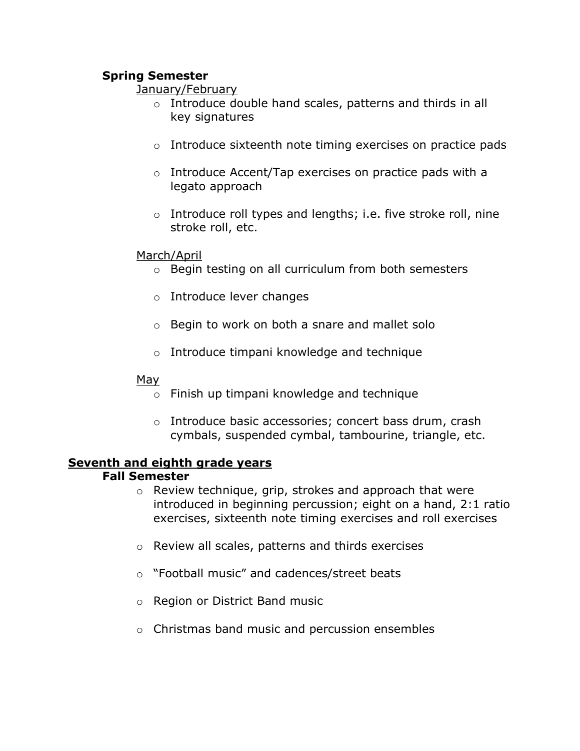### Spring Semester

January/February

- Introduce double hand scales, patterns and thirds in all key signatures
- Introduce sixteenth note timing exercises on practice pads
- Introduce Accent/Tap exercises on practice pads with a legato approach
- Introduce roll types and lengths; i.e. five stroke roll, nine stroke roll, etc.

March/April

- Begin testing on all curriculum from both semesters
- Introduce lever changes
- Begin to work on both a snare and mallet solo
- Introduce timpani knowledge and technique

May

- Finish up timpani knowledge and technique
- Introduce basic accessories; concert bass drum, crash cymbals, suspended cymbal, tambourine, triangle, etc.

## Seventh and eighth grade years

### Fall Semester

- Review technique, grip, strokes and approach that were introduced in beginning percussion; eight on a hand, 2:1 ratio exercises, sixteenth note timing exercises and roll exercises
- Review all scales, patterns and thirds exercises
- "Football music" and cadences/street beats
- Region or District Band music
- Christmas band music and percussion ensembles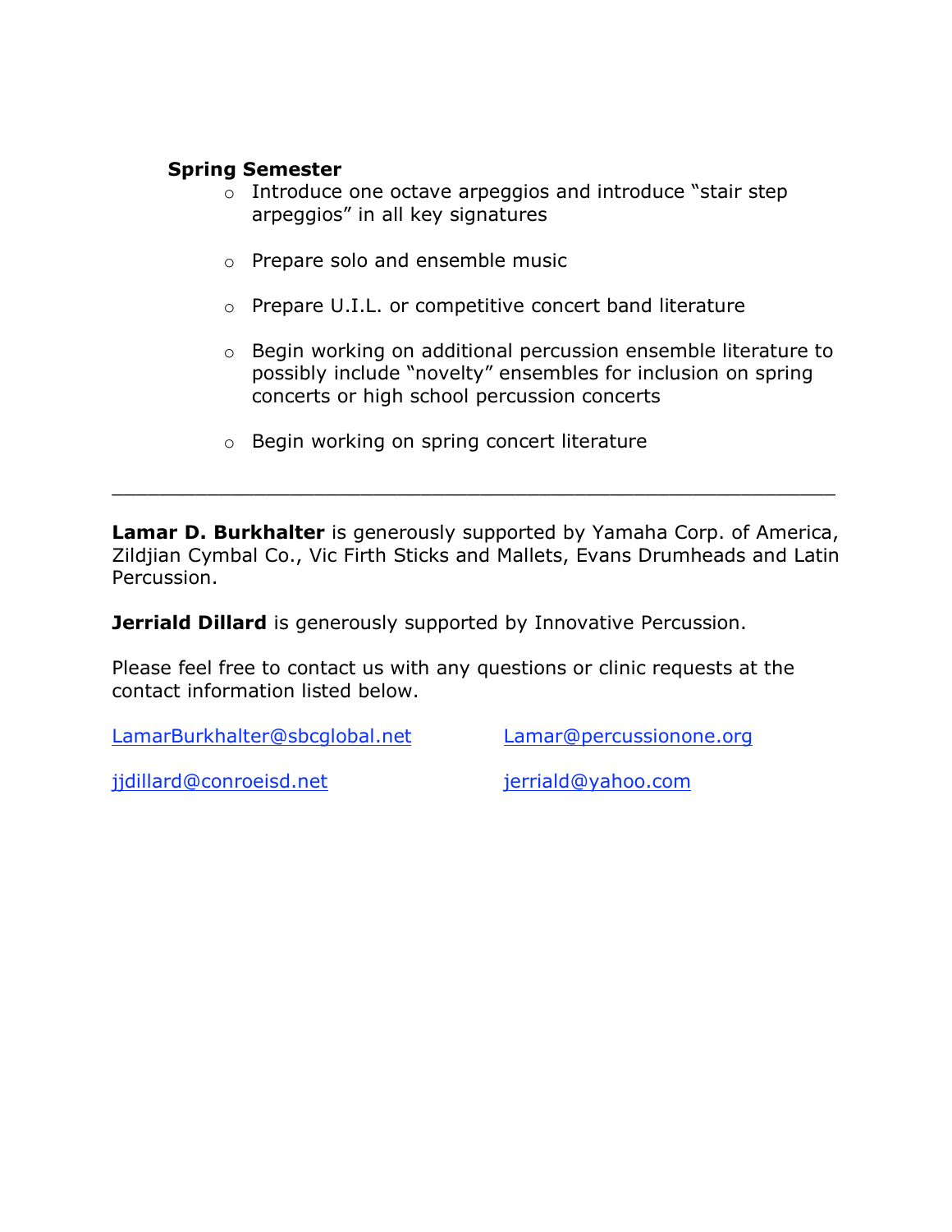**Spring Semester**

- Introduce one octave arpeggios and introduce "stair step arpeggios" in all key signatures
- Prepare solo and ensemble music
- Prepare U.I.L. or competitive concert band literature
- Begin working on additional percussion ensemble literature to possibly include "novelty" ensembles for inclusion on spring concerts or high school percussion concerts
- Begin working on spring concert literature

---

**Lamar D. Burkhalter** is generously supported by Yamaha Corp. of America, Zildjian Cymbal Co., Vic Firth Sticks and Mallets, Evans Drumheads and Latin Percussion.

**Jerriald Dillard** is generously supported by Innovative Percussion.

Please feel free to contact us with any questions or clinic requests at the contact information listed below.

LamarBurkhalter@sbcglobal.net     Lamar@percussionone.org

jjdillard@conroeisd.net     jerriald@yahoo.com